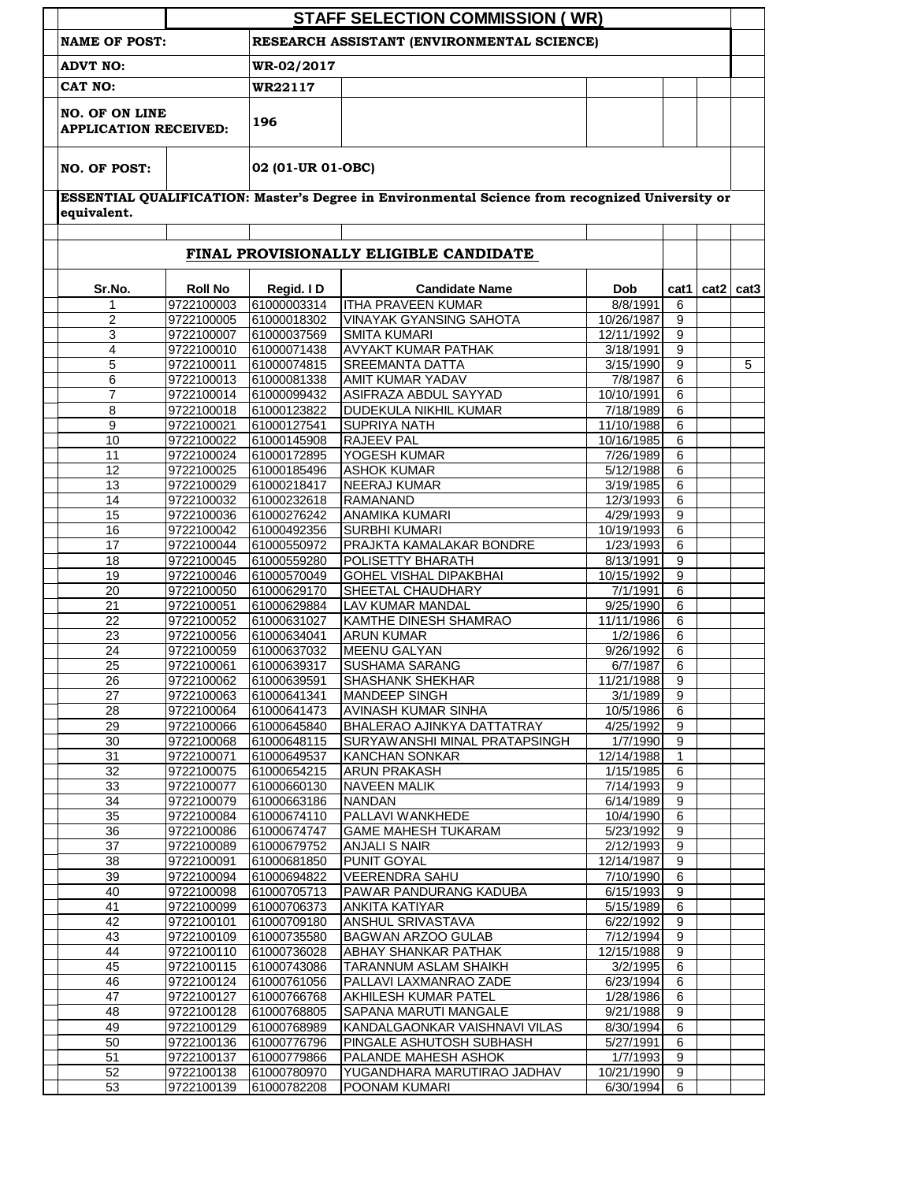# STAFF SELECTION COMMISSION ( WR)

| | |
|---|---|
| **NAME OF POST:** | **RESEARCH ASSISTANT (ENVIRONMENTAL SCIENCE)** |
| **ADVT NO:** | **WR-02/2017** |
| **CAT NO:** | **WR22117** |
| **NO. OF ON LINE APPLICATION RECEIVED:** | **196** |
| **NO. OF POST:** | **02 (01-UR 01-OBC)** |

**ESSENTIAL QUALIFICATION: Master's Degree in Environmental Science from recognized University or equivalent.**

## FINAL PROVISIONALLY ELIGIBLE CANDIDATE

| Sr.No. | Roll No | Regid. I D | Candidate Name | Dob | cat1 | cat2 | cat3 |
|---|---|---|---|---|---|---|---|
| 1 | 9722100003 | 61000003314 | ITHA PRAVEEN KUMAR | 8/8/1991 | 6 | | |
| 2 | 9722100005 | 61000018302 | VINAYAK GYANSING SAHOTA | 10/26/1987 | 9 | | |
| 3 | 9722100007 | 61000037569 | SMITA KUMARI | 12/11/1992 | 9 | | |
| 4 | 9722100010 | 61000071438 | AVYAKT KUMAR PATHAK | 3/18/1991 | 9 | | |
| 5 | 9722100011 | 61000074815 | SREEMANTA DATTA | 3/15/1990 | 9 | | 5 |
| 6 | 9722100013 | 61000081338 | AMIT KUMAR YADAV | 7/8/1987 | 6 | | |
| 7 | 9722100014 | 61000099432 | ASIFRAZA ABDUL SAYYAD | 10/10/1991 | 6 | | |
| 8 | 9722100018 | 61000123822 | DUDEKULA NIKHIL KUMAR | 7/18/1989 | 6 | | |
| 9 | 9722100021 | 61000127541 | SUPRIYA NATH | 11/10/1988 | 6 | | |
| 10 | 9722100022 | 61000145908 | RAJEEV PAL | 10/16/1985 | 6 | | |
| 11 | 9722100024 | 61000172895 | YOGESH KUMAR | 7/26/1989 | 6 | | |
| 12 | 9722100025 | 61000185496 | ASHOK KUMAR | 5/12/1988 | 6 | | |
| 13 | 9722100029 | 61000218417 | NEERAJ KUMAR | 3/19/1985 | 6 | | |
| 14 | 9722100032 | 61000232618 | RAMANAND | 12/3/1993 | 6 | | |
| 15 | 9722100036 | 61000276242 | ANAMIKA KUMARI | 4/29/1993 | 9 | | |
| 16 | 9722100042 | 61000492356 | SURBHI KUMARI | 10/19/1993 | 6 | | |
| 17 | 9722100044 | 61000550972 | PRAJKTA KAMALAKAR BONDRE | 1/23/1993 | 6 | | |
| 18 | 9722100045 | 61000559280 | POLISETTY BHARATH | 8/13/1991 | 9 | | |
| 19 | 9722100046 | 61000570049 | GOHEL VISHAL DIPAKBHAI | 10/15/1992 | 9 | | |
| 20 | 9722100050 | 61000629170 | SHEETAL CHAUDHARY | 7/1/1991 | 6 | | |
| 21 | 9722100051 | 61000629884 | LAV KUMAR MANDAL | 9/25/1990 | 6 | | |
| 22 | 9722100052 | 61000631027 | KAMTHE DINESH SHAMRAO | 11/11/1986 | 6 | | |
| 23 | 9722100056 | 61000634041 | ARUN KUMAR | 1/2/1986 | 6 | | |
| 24 | 9722100059 | 61000637032 | MEENU GALYAN | 9/26/1992 | 6 | | |
| 25 | 9722100061 | 61000639317 | SUSHAMA SARANG | 6/7/1987 | 6 | | |
| 26 | 9722100062 | 61000639591 | SHASHANK SHEKHAR | 11/21/1988 | 9 | | |
| 27 | 9722100063 | 61000641341 | MANDEEP SINGH | 3/1/1989 | 9 | | |
| 28 | 9722100064 | 61000641473 | AVINASH KUMAR SINHA | 10/5/1986 | 6 | | |
| 29 | 9722100066 | 61000645840 | BHALERAO AJINKYA DATTATRAY | 4/25/1992 | 9 | | |
| 30 | 9722100068 | 61000648115 | SURYAWANSHI MINAL PRATAPSINGH | 1/7/1990 | 9 | | |
| 31 | 9722100071 | 61000649537 | KANCHAN SONKAR | 12/14/1988 | 1 | | |
| 32 | 9722100075 | 61000654215 | ARUN PRAKASH | 1/15/1985 | 6 | | |
| 33 | 9722100077 | 61000660130 | NAVEEN MALIK | 7/14/1993 | 9 | | |
| 34 | 9722100079 | 61000663186 | NANDAN | 6/14/1989 | 9 | | |
| 35 | 9722100084 | 61000674110 | PALLAVI WANKHEDE | 10/4/1990 | 6 | | |
| 36 | 9722100086 | 61000674747 | GAME MAHESH TUKARAM | 5/23/1992 | 9 | | |
| 37 | 9722100089 | 61000679752 | ANJALI S NAIR | 2/12/1993 | 9 | | |
| 38 | 9722100091 | 61000681850 | PUNIT GOYAL | 12/14/1987 | 9 | | |
| 39 | 9722100094 | 61000694822 | VEERENDRA SAHU | 7/10/1990 | 6 | | |
| 40 | 9722100098 | 61000705713 | PAWAR PANDURANG KADUBA | 6/15/1993 | 9 | | |
| 41 | 9722100099 | 61000706373 | ANKITA KATIYAR | 5/15/1989 | 6 | | |
| 42 | 9722100101 | 61000709180 | ANSHUL SRIVASTAVA | 6/22/1992 | 9 | | |
| 43 | 9722100109 | 61000735580 | BAGWAN ARZOO GULAB | 7/12/1994 | 9 | | |
| 44 | 9722100110 | 61000736028 | ABHAY SHANKAR PATHAK | 12/15/1988 | 9 | | |
| 45 | 9722100115 | 61000743086 | TARANNUM ASLAM SHAIKH | 3/2/1995 | 6 | | |
| 46 | 9722100124 | 61000761056 | PALLAVI LAXMANRAO ZADE | 6/23/1994 | 6 | | |
| 47 | 9722100127 | 61000766768 | AKHILESH KUMAR PATEL | 1/28/1986 | 6 | | |
| 48 | 9722100128 | 61000768805 | SAPANA MARUTI MANGALE | 9/21/1988 | 9 | | |
| 49 | 9722100129 | 61000768989 | KANDALGAONKAR VAISHNAVI VILAS | 8/30/1994 | 6 | | |
| 50 | 9722100136 | 61000776796 | PINGALE ASHUTOSH SUBHASH | 5/27/1991 | 6 | | |
| 51 | 9722100137 | 61000779866 | PALANDE MAHESH ASHOK | 1/7/1993 | 9 | | |
| 52 | 9722100138 | 61000780970 | YUGANDHARA MARUTIRAO JADHAV | 10/21/1990 | 9 | | |
| 53 | 9722100139 | 61000782208 | POONAM KUMARI | 6/30/1994 | 6 | | |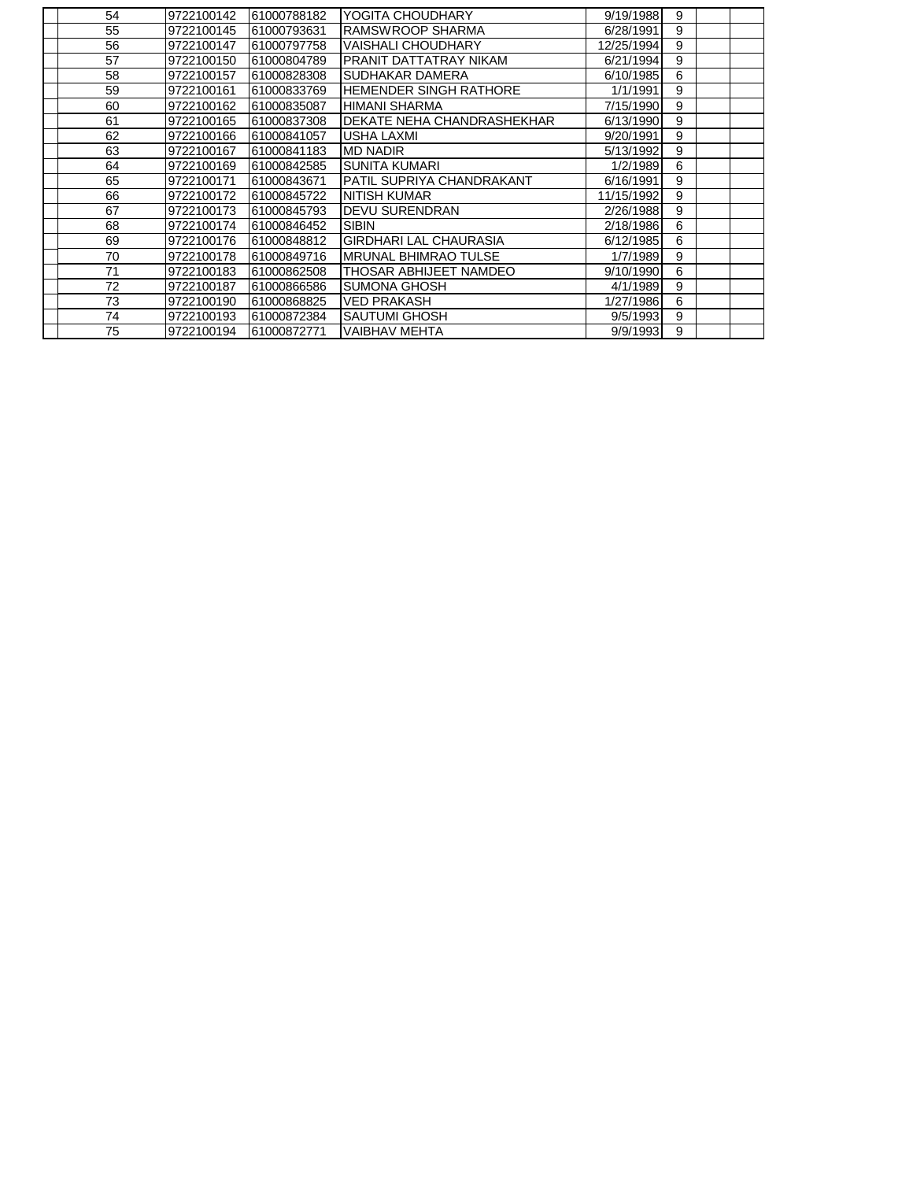| | | | | | | | | |
|---|---|---|---|---|---|---|---|---|
| | 54 | 9722100142 | 61000788182 | YOGITA CHOUDHARY | 9/19/1988 | 9 | | |
| | 55 | 9722100145 | 61000793631 | RAMSWROOP SHARMA | 6/28/1991 | 9 | | |
| | 56 | 9722100147 | 61000797758 | VAISHALI CHOUDHARY | 12/25/1994 | 9 | | |
| | 57 | 9722100150 | 61000804789 | PRANIT DATTATRAY NIKAM | 6/21/1994 | 9 | | |
| | 58 | 9722100157 | 61000828308 | SUDHAKAR DAMERA | 6/10/1985 | 6 | | |
| | 59 | 9722100161 | 61000833769 | HEMENDER SINGH RATHORE | 1/1/1991 | 9 | | |
| | 60 | 9722100162 | 61000835087 | HIMANI SHARMA | 7/15/1990 | 9 | | |
| | 61 | 9722100165 | 61000837308 | DEKATE NEHA CHANDRASHEKHAR | 6/13/1990 | 9 | | |
| | 62 | 9722100166 | 61000841057 | USHA LAXMI | 9/20/1991 | 9 | | |
| | 63 | 9722100167 | 61000841183 | MD NADIR | 5/13/1992 | 9 | | |
| | 64 | 9722100169 | 61000842585 | SUNITA KUMARI | 1/2/1989 | 6 | | |
| | 65 | 9722100171 | 61000843671 | PATIL SUPRIYA CHANDRAKANT | 6/16/1991 | 9 | | |
| | 66 | 9722100172 | 61000845722 | NITISH KUMAR | 11/15/1992 | 9 | | |
| | 67 | 9722100173 | 61000845793 | DEVU SURENDRAN | 2/26/1988 | 9 | | |
| | 68 | 9722100174 | 61000846452 | SIBIN | 2/18/1986 | 6 | | |
| | 69 | 9722100176 | 61000848812 | GIRDHARI LAL CHAURASIA | 6/12/1985 | 6 | | |
| | 70 | 9722100178 | 61000849716 | MRUNAL BHIMRAO TULSE | 1/7/1989 | 9 | | |
| | 71 | 9722100183 | 61000862508 | THOSAR ABHIJEET NAMDEO | 9/10/1990 | 6 | | |
| | 72 | 9722100187 | 61000866586 | SUMONA GHOSH | 4/1/1989 | 9 | | |
| | 73 | 9722100190 | 61000868825 | VED PRAKASH | 1/27/1986 | 6 | | |
| | 74 | 9722100193 | 61000872384 | SAUTUMI GHOSH | 9/5/1993 | 9 | | |
| | 75 | 9722100194 | 61000872771 | VAIBHAV MEHTA | 9/9/1993 | 9 | | |